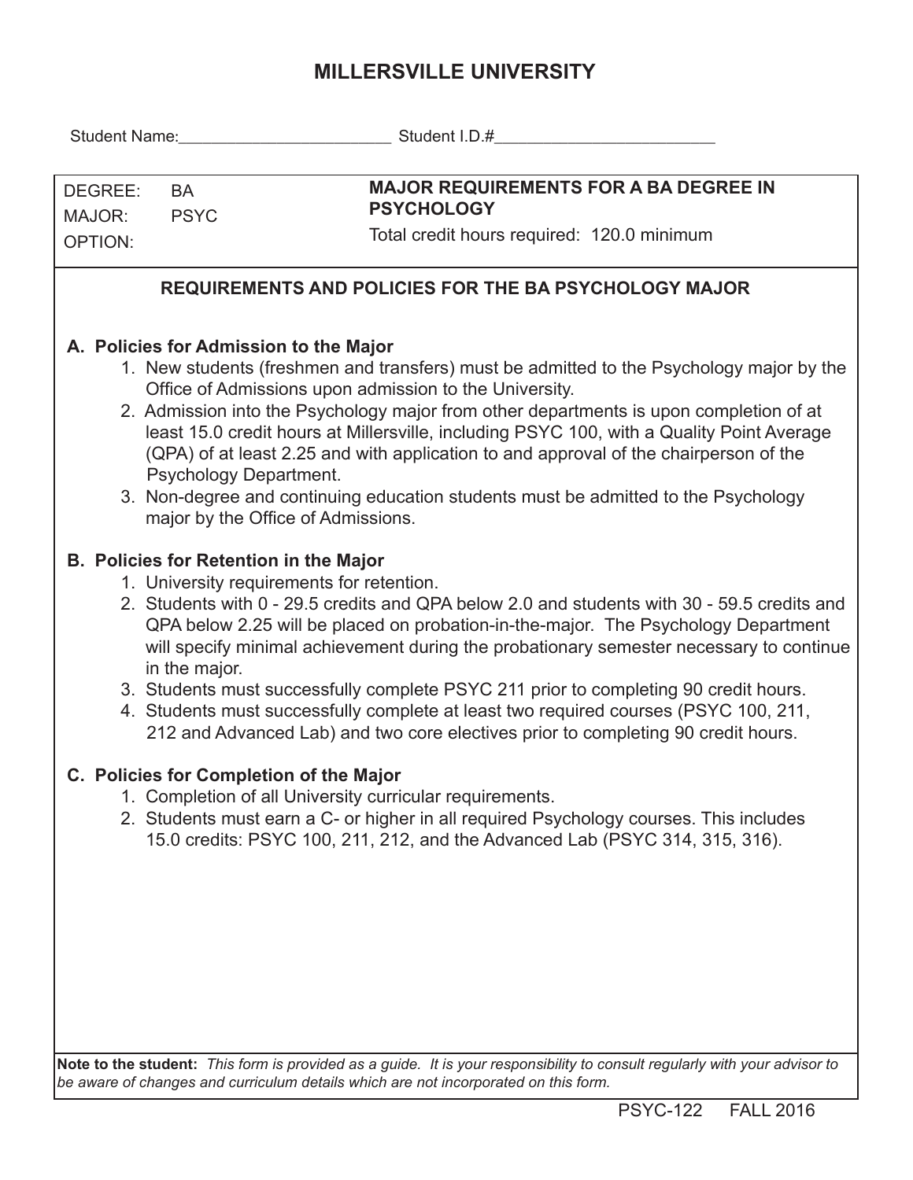# MILLERSVILLE UNIVERSITY

Student Name:________________________ Student I.D.#_________________________

| | |
|---|---|
| DEGREE: BA<br>MAJOR: PSYC<br>OPTION: | **MAJOR REQUIREMENTS FOR A BA DEGREE IN PSYCHOLOGY**<br>Total credit hours required: 120.0 minimum |

## REQUIREMENTS AND POLICIES FOR THE BA PSYCHOLOGY MAJOR

### A. Policies for Admission to the Major

1. New students (freshmen and transfers) must be admitted to the Psychology major by the Office of Admissions upon admission to the University.
2. Admission into the Psychology major from other departments is upon completion of at least 15.0 credit hours at Millersville, including PSYC 100, with a Quality Point Average (QPA) of at least 2.25 and with application to and approval of the chairperson of the Psychology Department.
3. Non-degree and continuing education students must be admitted to the Psychology major by the Office of Admissions.

### B. Policies for Retention in the Major

1. University requirements for retention.
2. Students with 0 - 29.5 credits and QPA below 2.0 and students with 30 - 59.5 credits and QPA below 2.25 will be placed on probation-in-the-major. The Psychology Department will specify minimal achievement during the probationary semester necessary to continue in the major.
3. Students must successfully complete PSYC 211 prior to completing 90 credit hours.
4. Students must successfully complete at least two required courses (PSYC 100, 211, 212 and Advanced Lab) and two core electives prior to completing 90 credit hours.

### C. Policies for Completion of the Major

1. Completion of all University curricular requirements.
2. Students must earn a C- or higher in all required Psychology courses. This includes 15.0 credits: PSYC 100, 211, 212, and the Advanced Lab (PSYC 314, 315, 316).

**Note to the student:** *This form is provided as a guide. It is your responsibility to consult regularly with your advisor to be aware of changes and curriculum details which are not incorporated on this form.*

PSYC-122 FALL 2016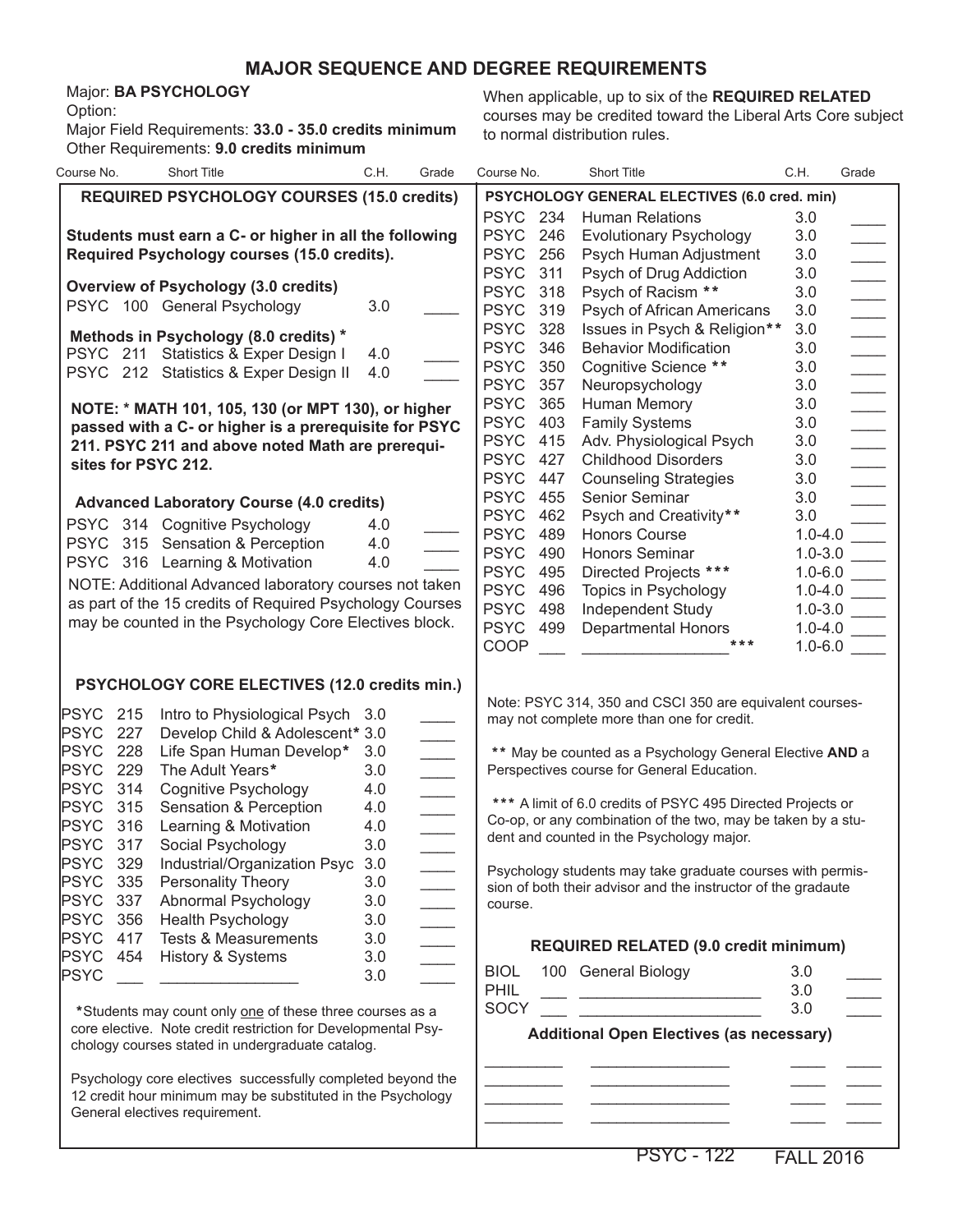# MAJOR SEQUENCE AND DEGREE REQUIREMENTS

Major: **BA PSYCHOLOGY**
Option:
Major Field Requirements: **33.0 - 35.0 credits minimum**
Other Requirements: **9.0 credits minimum**

When applicable, up to six of the **REQUIRED RELATED** courses may be credited toward the Liberal Arts Core subject to normal distribution rules.

## REQUIRED PSYCHOLOGY COURSES (15.0 credits)

**Students must earn a C- or higher in all the following Required Psychology courses (15.0 credits).**

**Overview of Psychology (3.0 credits)**

| Course No. | | Short Title | C.H. | Grade |
|---|---|---|---|---|
| PSYC | 100 | General Psychology | 3.0 | ____ |

**Methods in Psychology (8.0 credits) ***

| Course No. | | Short Title | C.H. | Grade |
|---|---|---|---|---|
| PSYC | 211 | Statistics & Exper Design I | 4.0 | ____ |
| PSYC | 212 | Statistics & Exper Design II | 4.0 | ____ |

**NOTE: * MATH 101, 105, 130 (or MPT 130), or higher passed with a C- or higher is a prerequisite for PSYC 211. PSYC 211 and above noted Math are prerequisites for PSYC 212.**

**Advanced Laboratory Course (4.0 credits)**

| Course No. | | Short Title | C.H. | Grade |
|---|---|---|---|---|
| PSYC | 314 | Cognitive Psychology | 4.0 | ____ |
| PSYC | 315 | Sensation & Perception | 4.0 | ____ |
| PSYC | 316 | Learning & Motivation | 4.0 | ____ |

NOTE: Additional Advanced laboratory courses not taken as part of the 15 credits of Required Psychology Courses may be counted in the Psychology Core Electives block.

## PSYCHOLOGY CORE ELECTIVES (12.0 credits min.)

| Course No. | | Short Title | C.H. | Grade |
|---|---|---|---|---|
| PSYC | 215 | Intro to Physiological Psych | 3.0 | ____ |
| PSYC | 227 | Develop Child & Adolescent* | 3.0 | ____ |
| PSYC | 228 | Life Span Human Develop* | 3.0 | ____ |
| PSYC | 229 | The Adult Years* | 3.0 | ____ |
| PSYC | 314 | Cognitive Psychology | 4.0 | ____ |
| PSYC | 315 | Sensation & Perception | 4.0 | ____ |
| PSYC | 316 | Learning & Motivation | 4.0 | ____ |
| PSYC | 317 | Social Psychology | 3.0 | ____ |
| PSYC | 329 | Industrial/Organization Psyc | 3.0 | ____ |
| PSYC | 335 | Personality Theory | 3.0 | ____ |
| PSYC | 337 | Abnormal Psychology | 3.0 | ____ |
| PSYC | 356 | Health Psychology | 3.0 | ____ |
| PSYC | 417 | Tests & Measurements | 3.0 | ____ |
| PSYC | 454 | History & Systems | 3.0 | ____ |
| PSYC | ___ | ________________ | 3.0 | ____ |

*Students may count only one of these three courses as a core elective. Note credit restriction for Developmental Psychology courses stated in undergraduate catalog.

Psychology core electives successfully completed beyond the 12 credit hour minimum may be substituted in the Psychology General electives requirement.

## PSYCHOLOGY GENERAL ELECTIVES (6.0 cred. min)

| Course No. | | Short Title | C.H. | Grade |
|---|---|---|---|---|
| PSYC | 234 | Human Relations | 3.0 | ____ |
| PSYC | 246 | Evolutionary Psychology | 3.0 | ____ |
| PSYC | 256 | Psych Human Adjustment | 3.0 | ____ |
| PSYC | 311 | Psych of Drug Addiction | 3.0 | ____ |
| PSYC | 318 | Psych of Racism ** | 3.0 | ____ |
| PSYC | 319 | Psych of African Americans | 3.0 | ____ |
| PSYC | 328 | Issues in Psych & Religion** | 3.0 | ____ |
| PSYC | 346 | Behavior Modification | 3.0 | ____ |
| PSYC | 350 | Cognitive Science ** | 3.0 | ____ |
| PSYC | 357 | Neuropsychology | 3.0 | ____ |
| PSYC | 365 | Human Memory | 3.0 | ____ |
| PSYC | 403 | Family Systems | 3.0 | ____ |
| PSYC | 415 | Adv. Physiological Psych | 3.0 | ____ |
| PSYC | 427 | Childhood Disorders | 3.0 | ____ |
| PSYC | 447 | Counseling Strategies | 3.0 | ____ |
| PSYC | 455 | Senior Seminar | 3.0 | ____ |
| PSYC | 462 | Psych and Creativity** | 3.0 | ____ |
| PSYC | 489 | Honors Course | 1.0-4.0 | ____ |
| PSYC | 490 | Honors Seminar | 1.0-3.0 | ____ |
| PSYC | 495 | Directed Projects *** | 1.0-6.0 | ____ |
| PSYC | 496 | Topics in Psychology | 1.0-4.0 | ____ |
| PSYC | 498 | Independent Study | 1.0-3.0 | ____ |
| PSYC | 499 | Departmental Honors | 1.0-4.0 | ____ |
| COOP | ___ | ________________*** | 1.0-6.0 | ____ |

Note: PSYC 314, 350 and CSCI 350 are equivalent courses- may not complete more than one for credit.

** May be counted as a Psychology General Elective **AND** a Perspectives course for General Education.

*** A limit of 6.0 credits of PSYC 495 Directed Projects or Co-op, or any combination of the two, may be taken by a student and counted in the Psychology major.

Psychology students may take graduate courses with permission of both their advisor and the instructor of the gradaute course.

## REQUIRED RELATED (9.0 credit minimum)

| Course No. | | Short Title | C.H. | Grade |
|---|---|---|---|---|
| BIOL | 100 | General Biology | 3.0 | ____ |
| PHIL | ___ | ____________________ | 3.0 | ____ |
| SOCY | ___ | ____________________ | 3.0 | ____ |

## Additional Open Electives (as necessary)

| Course No. | Short Title | C.H. | Grade |
|---|---|---|---|
| _________ | ________________ | ____ | ____ |
| _________ | ________________ | ____ | ____ |
| _________ | ________________ | ____ | ____ |
| _________ | ________________ | ____ | ____ |

PSYC - 122 FALL 2016